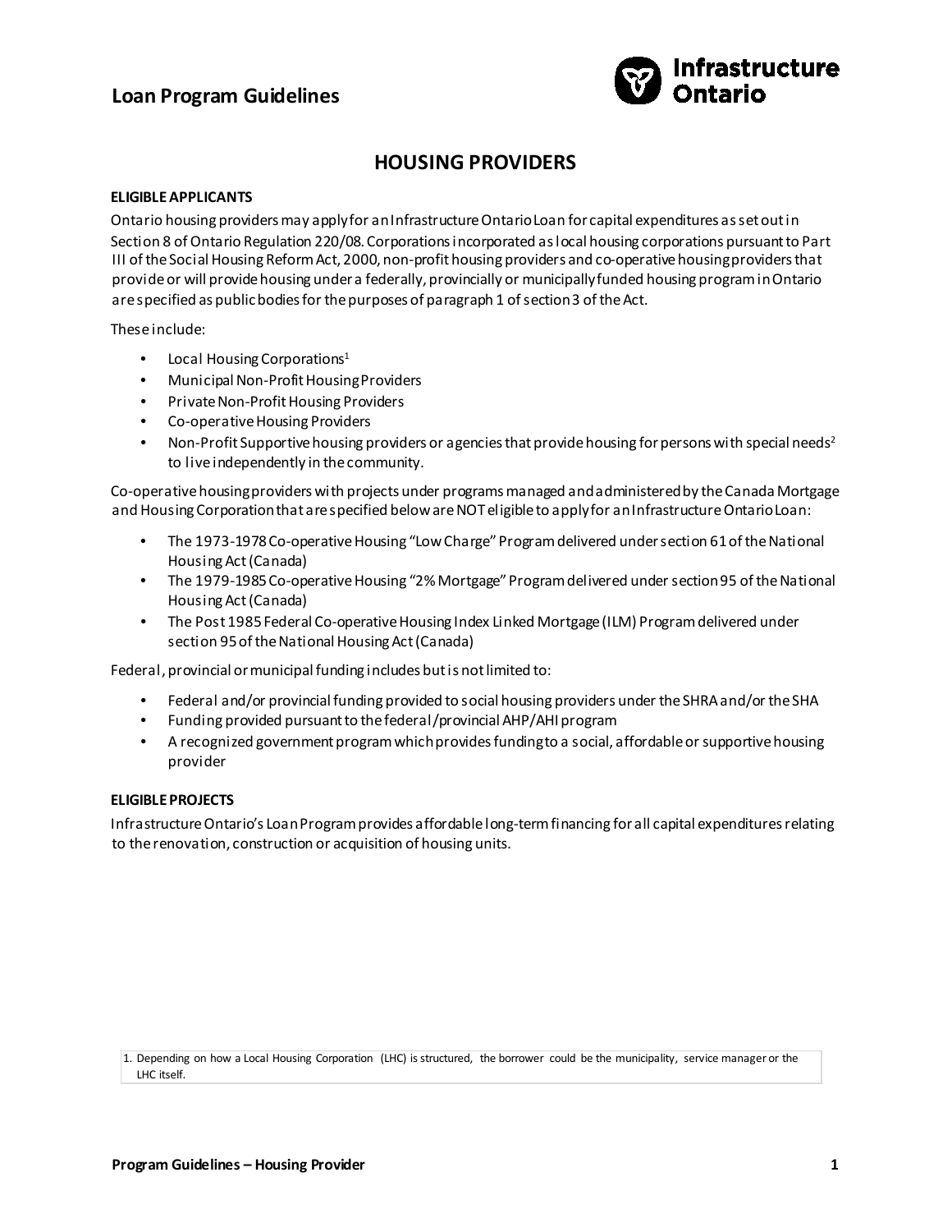# Loan Program Guidelines

## HOUSING PROVIDERS

### ELIGIBLE APPLICANTS

Ontario housing providers may apply for an Infrastructure Ontario Loan for capital expenditures as set out in Section 8 of Ontario Regulation 220/08. Corporations incorporated as local housing corporations pursuant to Part III of the Social Housing Reform Act, 2000, non-profit housing providers and co-operative housing providers that provide or will provide housing under a federally, provincially or municipally funded housing program in Ontario are specified as public bodies for the purposes of paragraph 1 of section 3 of the Act.

These include:

- Local Housing Corporations[1]
- Municipal Non-Profit Housing Providers
- Private Non-Profit Housing Providers
- Co-operative Housing Providers
- Non-Profit Supportive housing providers or agencies that provide housing for persons with special needs[2] to live independently in the community.

Co-operative housing providers with projects under programs managed and administered by the Canada Mortgage and Housing Corporation that are specified below are NOT eligible to apply for an Infrastructure Ontario Loan:

- The 1973-1978 Co-operative Housing "Low Charge" Program delivered under section 61 of the National Housing Act (Canada)
- The 1979-1985 Co-operative Housing "2% Mortgage" Program delivered under section 95 of the National Housing Act (Canada)
- The Post 1985 Federal Co-operative Housing Index Linked Mortgage (ILM) Program delivered under section 95 of the National Housing Act (Canada)

Federal, provincial or municipal funding includes but is not limited to:

- Federal and/or provincial funding provided to social housing providers under the SHRA and/or the SHA
- Funding provided pursuant to the federal/provincial AHP/AHI program
- A recognized government program which provides funding to a social, affordable or supportive housing provider

### ELIGIBLE PROJECTS

Infrastructure Ontario's Loan Program provides affordable long-term financing for all capital expenditures relating to the renovation, construction or acquisition of housing units.

1. Depending on how a Local Housing Corporation (LHC) is structured, the borrower could be the municipality, service manager or the LHC itself.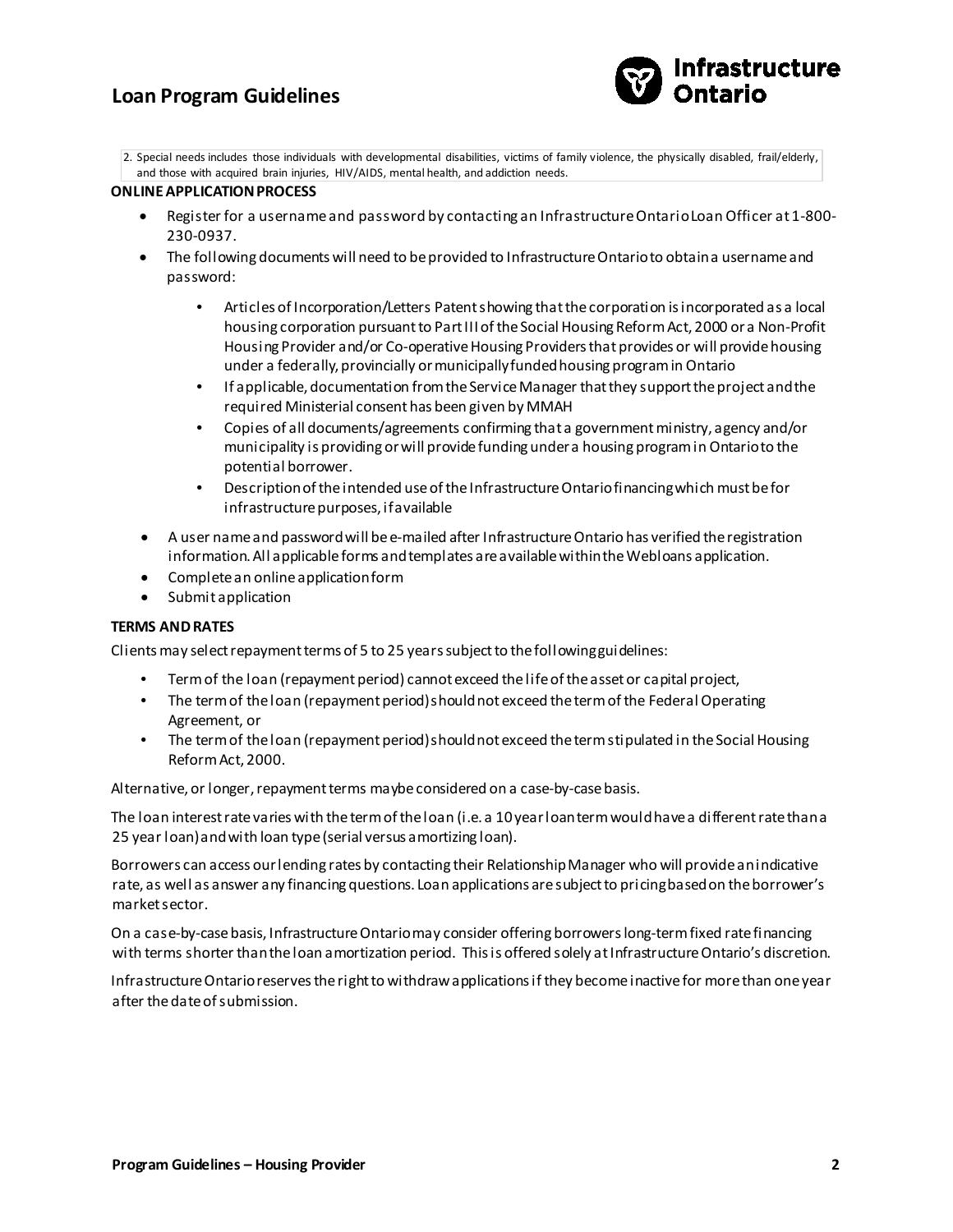2. Special needs includes those individuals with developmental disabilities, victims of family violence, the physically disabled, frail/elderly, and those with acquired brain injuries, HIV/AIDS, mental health, and addiction needs.

**ONLINE APPLICATION PROCESS**

- Register for a username and password by contacting an Infrastructure Ontario Loan Officer at 1-800-230-0937.
- The following documents will need to be provided to Infrastructure Ontario to obtain a username and password:
  - Articles of Incorporation/Letters Patent showing that the corporation is incorporated as a local housing corporation pursuant to Part III of the Social Housing Reform Act, 2000 or a Non-Profit Housing Provider and/or Co-operative Housing Providers that provides or will provide housing under a federally, provincially or municipally funded housing program in Ontario
  - If applicable, documentation from the Service Manager that they support the project and the required Ministerial consent has been given by MMAH
  - Copies of all documents/agreements confirming that a government ministry, agency and/or municipality is providing or will provide funding under a housing program in Ontario to the potential borrower.
  - Description of the intended use of the Infrastructure Ontario financing which must be for infrastructure purposes, if available
- A user name and password will be e-mailed after Infrastructure Ontario has verified the registration information. All applicable forms and templates are available within the Webloans application.
- Complete an online application form
- Submit application

**TERMS AND RATES**

Clients may select repayment terms of 5 to 25 years subject to the following guidelines:

- Term of the loan (repayment period) cannot exceed the life of the asset or capital project,
- The term of the loan (repayment period) should not exceed the term of the Federal Operating Agreement, or
- The term of the loan (repayment period) should not exceed the term stipulated in the Social Housing Reform Act, 2000.

Alternative, or longer, repayment terms may be considered on a case-by-case basis.

The loan interest rate varies with the term of the loan (i.e. a 10 year loan term would have a different rate than a 25 year loan) and with loan type (serial versus amortizing loan).

Borrowers can access our lending rates by contacting their Relationship Manager who will provide an indicative rate, as well as answer any financing questions. Loan applications are subject to pricing based on the borrower's market sector.

On a case-by-case basis, Infrastructure Ontario may consider offering borrowers long-term fixed rate financing with terms shorter than the loan amortization period. This is offered solely at Infrastructure Ontario's discretion.

Infrastructure Ontario reserves the right to withdraw applications if they become inactive for more than one year after the date of submission.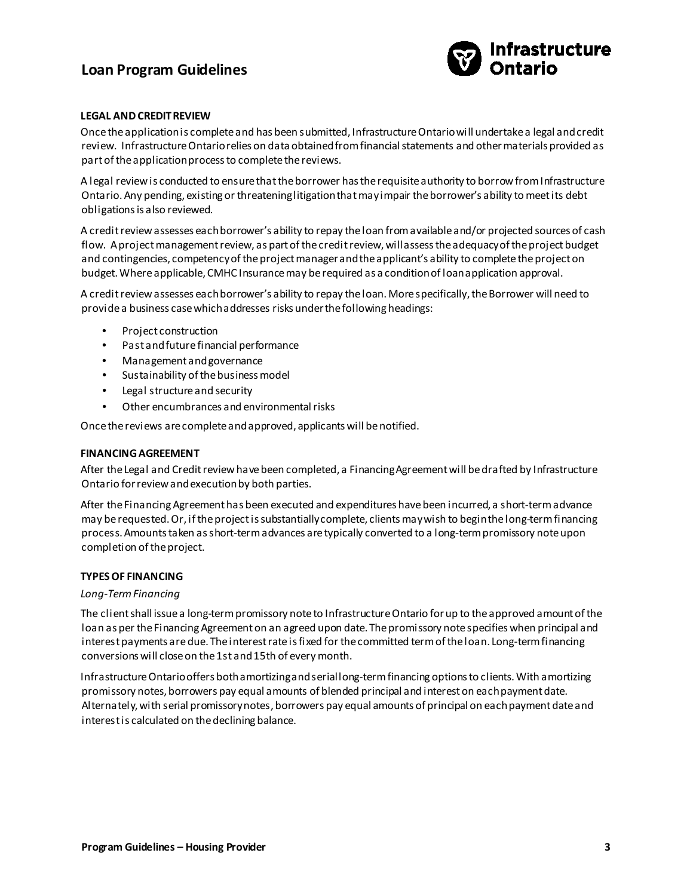**LEGAL AND CREDIT REVIEW**

Once the application is complete and has been submitted, Infrastructure Ontario will undertake a legal and credit review. Infrastructure Ontario relies on data obtained from financial statements and other materials provided as part of the application process to complete the reviews.

A legal review is conducted to ensure that the borrower has the requisite authority to borrow from Infrastructure Ontario. Any pending, existing or threatening litigation that may impair the borrower's ability to meet its debt obligations is also reviewed.

A credit review assesses each borrower's ability to repay the loan from available and/or projected sources of cash flow. A project management review, as part of the credit review, will assess the adequacy of the project budget and contingencies, competency of the project manager and the applicant's ability to complete the project on budget. Where applicable, CMHC Insurance may be required as a condition of loan application approval.

A credit review assesses each borrower's ability to repay the loan. More specifically, the Borrower will need to provide a business case which addresses risks under the following headings:

- Project construction
- Past and future financial performance
- Management and governance
- Sustainability of the business model
- Legal structure and security
- Other encumbrances and environmental risks

Once the reviews are complete and approved, applicants will be notified.

**FINANCING AGREEMENT**

After the Legal and Credit review have been completed, a Financing Agreement will be drafted by Infrastructure Ontario for review and execution by both parties.

After the Financing Agreement has been executed and expenditures have been incurred, a short-term advance may be requested. Or, if the project is substantially complete, clients may wish to begin the long-term financing process. Amounts taken as short-term advances are typically converted to a long-term promissory note upon completion of the project.

**TYPES OF FINANCING**

*Long-Term Financing*

The client shall issue a long-term promissory note to Infrastructure Ontario for up to the approved amount of the loan as per the Financing Agreement on an agreed upon date. The promissory note specifies when principal and interest payments are due. The interest rate is fixed for the committed term of the loan. Long-term financing conversions will close on the 1st and 15th of every month.

Infrastructure Ontario offers both amortizing and serial long-term financing options to clients. With amortizing promissory notes, borrowers pay equal amounts of blended principal and interest on each payment date. Alternately, with serial promissory notes, borrowers pay equal amounts of principal on each payment date and interest is calculated on the declining balance.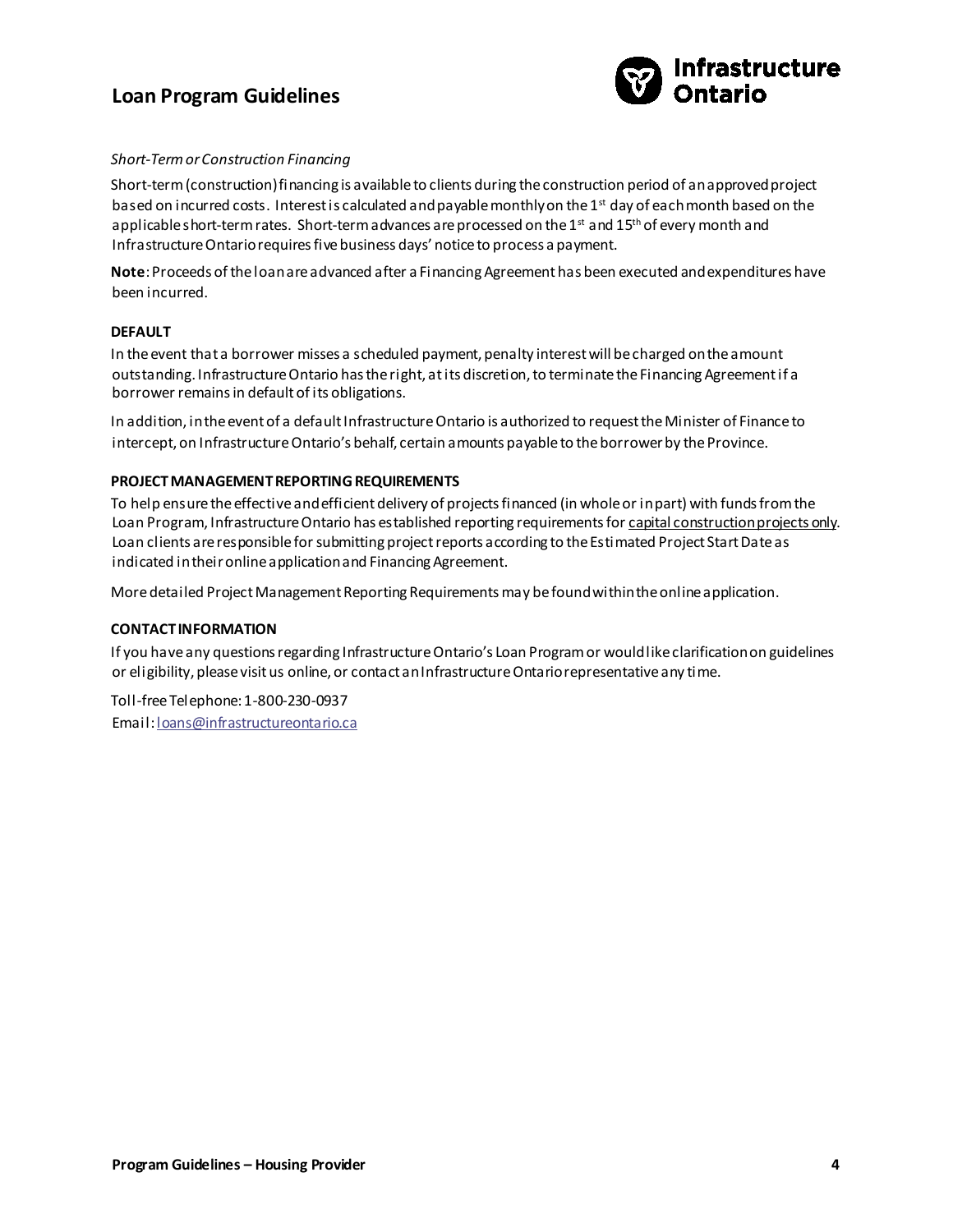*Short-Term or Construction Financing*

Short-term (construction) financing is available to clients during the construction period of an approved project based on incurred costs. Interest is calculated and payable monthly on the 1st day of each month based on the applicable short-term rates. Short-term advances are processed on the 1st and 15th of every month and Infrastructure Ontario requires five business days' notice to process a payment.

**Note**: Proceeds of the loan are advanced after a Financing Agreement has been executed and expenditures have been incurred.

### DEFAULT

In the event that a borrower misses a scheduled payment, penalty interest will be charged on the amount outstanding. Infrastructure Ontario has the right, at its discretion, to terminate the Financing Agreement if a borrower remains in default of its obligations.

In addition, in the event of a default Infrastructure Ontario is authorized to request the Minister of Finance to intercept, on Infrastructure Ontario's behalf, certain amounts payable to the borrower by the Province.

### PROJECT MANAGEMENT REPORTING REQUIREMENTS

To help ensure the effective and efficient delivery of projects financed (in whole or in part) with funds from the Loan Program, Infrastructure Ontario has established reporting requirements for capital construction projects only. Loan clients are responsible for submitting project reports according to the Estimated Project Start Date as indicated in their online application and Financing Agreement.

More detailed Project Management Reporting Requirements may be found within the online application.

### CONTACT INFORMATION

If you have any questions regarding Infrastructure Ontario's Loan Program or would like clarification on guidelines or eligibility, please visit us online, or contact an Infrastructure Ontario representative any time.

Toll-free Telephone: 1-800-230-0937

Email: loans@infrastructureontario.ca